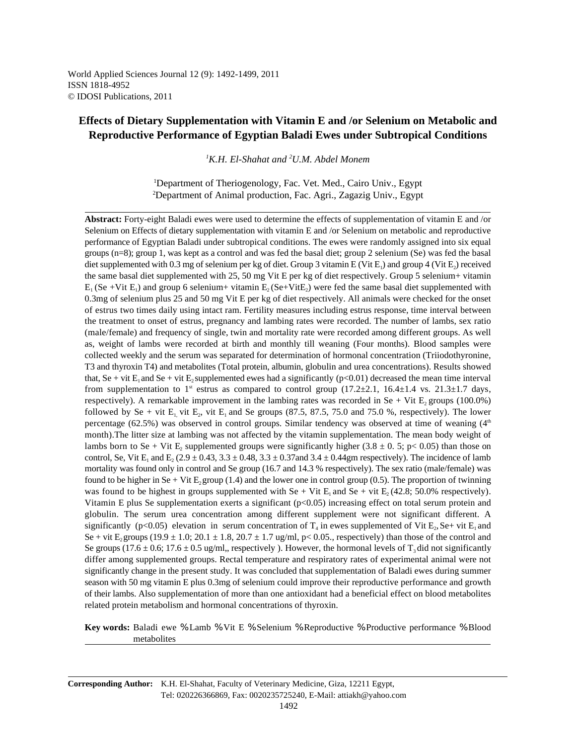World Applied Sciences Journal 12 (9): 1492-1499, 2011
ISSN 1818-4952
© IDOSI Publications, 2011

# Effects of Dietary Supplementation with Vitamin E and /or Selenium on Metabolic and Reproductive Performance of Egyptian Baladi Ewes under Subtropical Conditions

*[1]K.H. El-Shahat and [2]U.M. Abdel Monem*

[1]Department of Theriogenology, Fac. Vet. Med., Cairo Univ., Egypt
[2]Department of Animal production, Fac. Agri., Zagazig Univ., Egypt

**Abstract:** Forty-eight Baladi ewes were used to determine the effects of supplementation of vitamin E and /or Selenium on Effects of dietary supplementation with vitamin E and /or Selenium on metabolic and reproductive performance of Egyptian Baladi under subtropical conditions. The ewes were randomly assigned into six equal groups (n=8); group 1, was kept as a control and was fed the basal diet; group 2 selenium (Se) was fed the basal diet supplemented with 0.3 mg of selenium per kg of diet. Group 3 vitamin E (Vit $E_1$) and group 4 (Vit $E_2$) received the same basal diet supplemented with 25, 50 mg Vit E per kg of diet respectively. Group 5 selenium+ vitamin $E_1$ (Se +Vit $E_1$) and group 6 selenium+ vitamin $E_2$ (Se+Vit$E_2$) were fed the same basal diet supplemented with 0.3mg of selenium plus 25 and 50 mg Vit E per kg of diet respectively. All animals were checked for the onset of estrus two times daily using intact ram. Fertility measures including estrus response, time interval between the treatment to onset of estrus, pregnancy and lambing rates were recorded. The number of lambs, sex ratio (male/female) and frequency of single, twin and mortality rate were recorded among different groups. As well as, weight of lambs were recorded at birth and monthly till weaning (Four months). Blood samples were collected weekly and the serum was separated for determination of hormonal concentration (Triiodothyronine, T3 and thyroxin T4) and metabolites (Total protein, albumin, globulin and urea concentrations). Results showed that, Se + vit $E_1$ and Se + vit $E_2$ supplemented ewes had a significantly ($p<0.01$) decreased the mean time interval from supplementation to 1[st] estrus as compared to control group (17.2±2.1, 16.4±1.4 vs. 21.3±1.7 days, respectively). A remarkable improvement in the lambing rates was recorded in Se + Vit $E_2$ groups (100.0%) followed by Se + vit $E_1$, vit $E_2$, vit $E_1$ and Se groups (87.5, 87.5, 75.0 and 75.0 %, respectively). The lower percentage (62.5%) was observed in control groups. Similar tendency was observed at time of weaning (4[th] month).The litter size at lambing was not affected by the vitamin supplementation. The mean body weight of lambs born to Se + Vit $E_2$ supplemented groups were significantly higher (3.8 ± 0. 5; $p< 0.05$) than those on control, Se, Vit $E_1$ and $E_2$ (2.9 ± 0.43, 3.3 ± 0.48, 3.3 ± 0.37and 3.4 ± 0.44gm respectively). The incidence of lamb mortality was found only in control and Se group (16.7 and 14.3 % respectively). The sex ratio (male/female) was found to be higher in Se + Vit $E_2$ group (1.4) and the lower one in control group (0.5). The proportion of twinning was found to be highest in groups supplemented with Se + Vit $E_1$ and Se + vit $E_2$ (42.8; 50.0% respectively). Vitamin E plus Se supplementation exerts a significant ($p<0.05$) increasing effect on total serum protein and globulin. The serum urea concentration among different supplement were not significant different. A significantly ($p<0.05$) elevation in serum concentration of $T_4$ in ewes supplemented of Vit $E_2$, Se+ vit $E_1$ and Se + vit $E_2$ groups (19.9 ± 1.0; 20.1 ± 1.8, 20.7 ± 1.7 ug/ml, $p< 0.05$., respectively) than those of the control and Se groups (17.6 ± 0.6; 17.6 ± 0.5 ug/ml,, respectively ). However, the hormonal levels of $T_3$ did not significantly differ among supplemented groups. Rectal temperature and respiratory rates of experimental animal were not significantly change in the present study. It was concluded that supplementation of Baladi ewes during summer season with 50 mg vitamin E plus 0.3mg of selenium could improve their reproductive performance and growth of their lambs. Also supplementation of more than one antioxidant had a beneficial effect on blood metabolites related protein metabolism and hormonal concentrations of thyroxin.

**Key words:** Baladi ewe % Lamb % Vit E % Selenium % Reproductive % Productive performance % Blood metabolites

**Corresponding Author:** K.H. El-Shahat, Faculty of Veterinary Medicine, Giza, 12211 Egypt, Tel: 020226366869, Fax: 0020235725240, E-Mail: attiakh@yahoo.com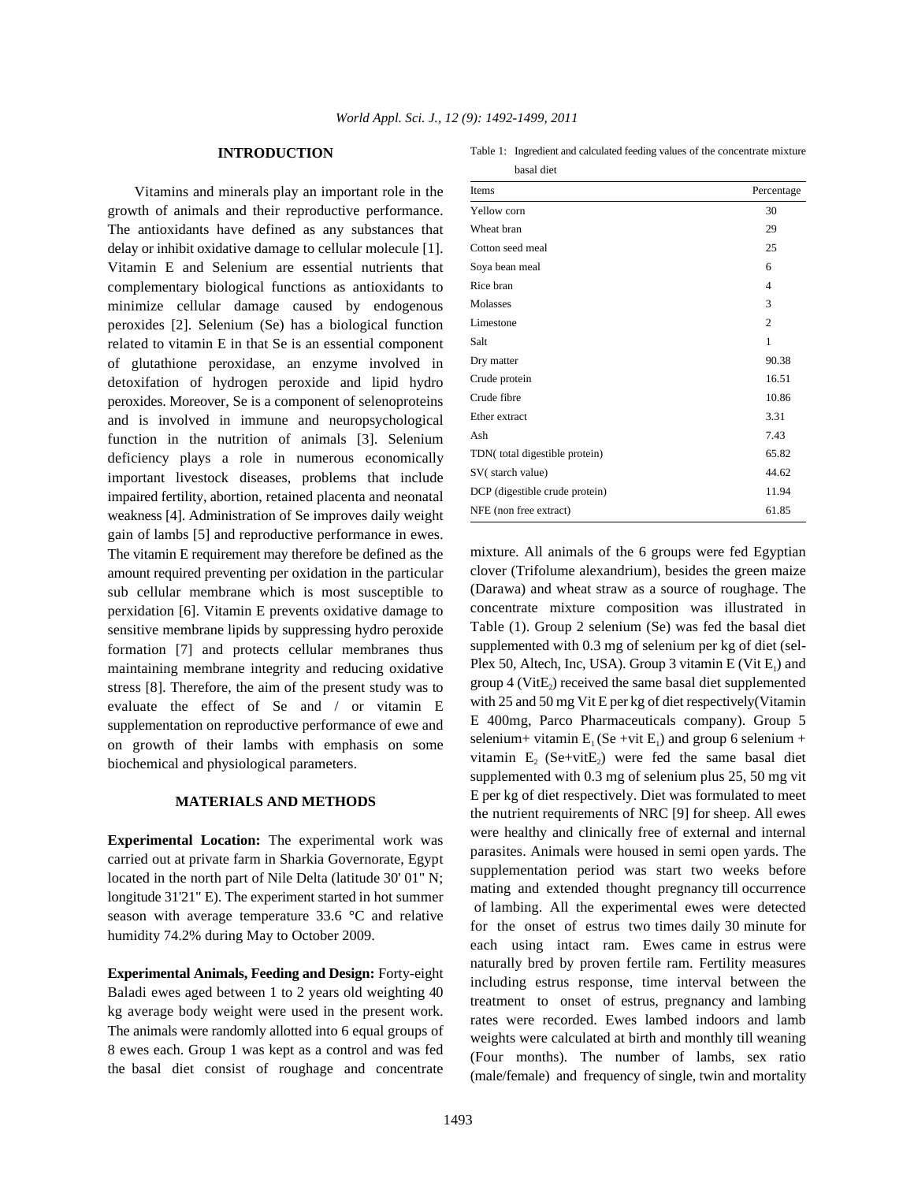## INTRODUCTION

Vitamins and minerals play an important role in the growth of animals and their reproductive performance. The antioxidants have defined as any substances that delay or inhibit oxidative damage to cellular molecule [1]. Vitamin E and Selenium are essential nutrients that complementary biological functions as antioxidants to minimize cellular damage caused by endogenous peroxides [2]. Selenium (Se) has a biological function related to vitamin E in that Se is an essential component of glutathione peroxidase, an enzyme involved in detoxifation of hydrogen peroxide and lipid hydro peroxides. Moreover, Se is a component of selenoproteins and is involved in immune and neuropsychological function in the nutrition of animals [3]. Selenium deficiency plays a role in numerous economically important livestock diseases, problems that include impaired fertility, abortion, retained placenta and neonatal weakness [4]. Administration of Se improves daily weight gain of lambs [5] and reproductive performance in ewes. The vitamin E requirement may therefore be defined as the amount required preventing per oxidation in the particular sub cellular membrane which is most susceptible to perxidation [6]. Vitamin E prevents oxidative damage to sensitive membrane lipids by suppressing hydro peroxide formation [7] and protects cellular membranes thus maintaining membrane integrity and reducing oxidative stress [8]. Therefore, the aim of the present study was to evaluate the effect of Se and / or vitamin E supplementation on reproductive performance of ewe and on growth of their lambs with emphasis on some biochemical and physiological parameters.

## MATERIALS AND METHODS

**Experimental Location:** The experimental work was carried out at private farm in Sharkia Governorate, Egypt located in the north part of Nile Delta (latitude 30' 01" N; longitude 31'21" E). The experiment started in hot summer season with average temperature 33.6 °C and relative humidity 74.2% during May to October 2009.

**Experimental Animals, Feeding and Design:** Forty-eight Baladi ewes aged between 1 to 2 years old weighting 40 kg average body weight were used in the present work. The animals were randomly allotted into 6 equal groups of 8 ewes each. Group 1 was kept as a control and was fed the basal diet consist of roughage and concentrate mixture. All animals of the 6 groups were fed Egyptian clover (Trifolume alexandrium), besides the green maize (Darawa) and wheat straw as a source of roughage. The concentrate mixture composition was illustrated in Table (1). Group 2 selenium (Se) was fed the basal diet supplemented with 0.3 mg of selenium per kg of diet (sel-Plex 50, Altech, Inc, USA). Group 3 vitamin E (Vit $E_1$) and group 4 (Vit$E_2$) received the same basal diet supplemented with 25 and 50 mg Vit E per kg of diet respectively(Vitamin E 400mg, Parco Pharmaceuticals company). Group 5 selenium+ vitamin $E_1$ (Se +vit $E_1$) and group 6 selenium + vitamin $E_2$ (Se+vit$E_2$) were fed the same basal diet supplemented with 0.3 mg of selenium plus 25, 50 mg vit E per kg of diet respectively. Diet was formulated to meet the nutrient requirements of NRC [9] for sheep. All ewes were healthy and clinically free of external and internal parasites. Animals were housed in semi open yards. The supplementation period was start two weeks before mating and extended thought pregnancy till occurrence of lambing. All the experimental ewes were detected for the onset of estrus two times daily 30 minute for each using intact ram. Ewes came in estrus were naturally bred by proven fertile ram. Fertility measures including estrus response, time interval between the treatment to onset of estrus, pregnancy and lambing rates were recorded. Ewes lambed indoors and lamb weights were calculated at birth and monthly till weaning (Four months). The number of lambs, sex ratio (male/female) and frequency of single, twin and mortality

Table 1: Ingredient and calculated feeding values of the concentrate mixture basal diet

| Items | Percentage |
|---|---|
| Yellow corn | 30 |
| Wheat bran | 29 |
| Cotton seed meal | 25 |
| Soya bean meal | 6 |
| Rice bran | 4 |
| Molasses | 3 |
| Limestone | 2 |
| Salt | 1 |
| Dry matter | 90.38 |
| Crude protein | 16.51 |
| Crude fibre | 10.86 |
| Ether extract | 3.31 |
| Ash | 7.43 |
| TDN( total digestible protein) | 65.82 |
| SV( starch value) | 44.62 |
| DCP (digestible crude protein) | 11.94 |
| NFE (non free extract) | 61.85 |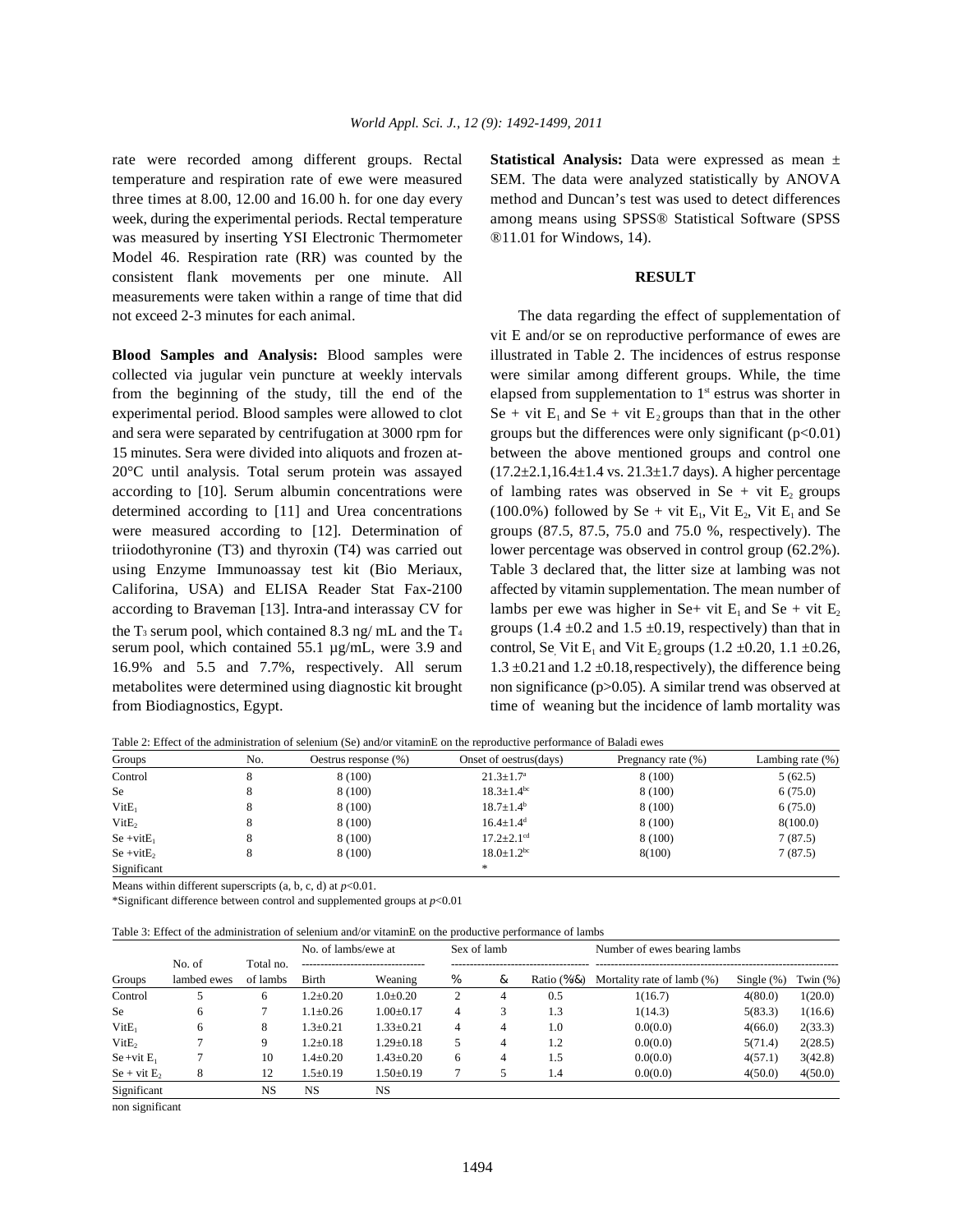rate were recorded among different groups. Rectal temperature and respiration rate of ewe were measured three times at 8.00, 12.00 and 16.00 h. for one day every week, during the experimental periods. Rectal temperature was measured by inserting YSI Electronic Thermometer Model 46. Respiration rate (RR) was counted by the consistent flank movements per one minute. All measurements were taken within a range of time that did not exceed 2-3 minutes for each animal.

**Blood Samples and Analysis:** Blood samples were collected via jugular vein puncture at weekly intervals from the beginning of the study, till the end of the experimental period. Blood samples were allowed to clot and sera were separated by centrifugation at 3000 rpm for 15 minutes. Sera were divided into aliquots and frozen at-20°C until analysis. Total serum protein was assayed according to [10]. Serum albumin concentrations were determined according to [11] and Urea concentrations were measured according to [12]. Determination of triiodothyronine (T3) and thyroxin (T4) was carried out using Enzyme Immunoassay test kit (Bio Meriaux, Califorina, USA) and ELISA Reader Stat Fax-2100 according to Braveman [13]. Intra-and interassay CV for the $T_3$ serum pool, which contained 8.3 ng/ mL and the $T_4$ serum pool, which contained 55.1 µg/mL, were 3.9 and 16.9% and 5.5 and 7.7%, respectively. All serum metabolites were determined using diagnostic kit brought from Biodiagnostics, Egypt.

**Statistical Analysis:** Data were expressed as mean ± SEM. The data were analyzed statistically by ANOVA method and Duncan's test was used to detect differences among means using SPSS® Statistical Software (SPSS ®11.01 for Windows, 14).

## RESULT

The data regarding the effect of supplementation of vit E and/or se on reproductive performance of ewes are illustrated in Table 2. The incidences of estrus response were similar among different groups. While, the time elapsed from supplementation to 1st estrus was shorter in Se + vit $E_1$ and Se + vit $E_2$ groups than that in the other groups but the differences were only significant ($p<0.01$) between the above mentioned groups and control one (17.2±2.1,16.4±1.4 vs. 21.3±1.7 days). A higher percentage of lambing rates was observed in Se + vit $E_2$ groups (100.0%) followed by Se + vit $E_1$, Vit $E_2$, Vit $E_1$ and Se groups (87.5, 87.5, 75.0 and 75.0 %, respectively). The lower percentage was observed in control group (62.2%). Table 3 declared that, the litter size at lambing was not affected by vitamin supplementation. The mean number of lambs per ewe was higher in Se+ vit $E_1$ and Se + vit $E_2$ groups (1.4 ±0.2 and 1.5 ±0.19, respectively) than that in control, Se, Vit $E_1$ and Vit $E_2$ groups (1.2 ±0.20, 1.1 ±0.26, 1.3 ±0.21 and 1.2 ±0.18, respectively), the difference being non significance ($p>0.05$). A similar trend was observed at time of weaning but the incidence of lamb mortality was

Table 2: Effect of the administration of selenium (Se) and/or vitaminE on the reproductive performance of Baladi ewes

| Groups | No. | Oestrus response (%) | Onset of oestrus(days) | Pregnancy rate (%) | Lambing rate (%) |
|---|---|---|---|---|---|
| Control | 8 | 8 (100) | 21.3±1.7[a] | 8 (100) | 5 (62.5) |
| Se | 8 | 8 (100) | 18.3±1.4[bc] | 8 (100) | 6 (75.0) |
| Vit$E_1$ | 8 | 8 (100) | 18.7±1.4[b] | 8 (100) | 6 (75.0) |
| Vit$E_2$ | 8 | 8 (100) | 16.4±1.4[d] | 8 (100) | 8(100.0) |
| Se +vit$E_1$ | 8 | 8 (100) | 17.2±2.1[cd] | 8 (100) | 7 (87.5) |
| Se +vit$E_2$ | 8 | 8 (100) | 18.0±1.2[bc] | 8(100) | 7 (87.5) |
| Significant | | | * | | |

Means within different superscripts (a, b, c, d) at $p<0.01$.

*Significant difference between control and supplemented groups at $p<0.01$

Table 3: Effect of the administration of selenium and/or vitaminE on the productive performance of lambs

| | | | No. of lambs/ewe at | | Sex of lamb | | | Number of ewes bearing lambs | | |
|---|---|---|---|---|---|---|---|---|---|---|
| Groups | No. of lambed ewes | Total no. of lambs | Birth | Weaning | % | & | Ratio (%&) | Mortality rate of lamb (%) | Single (%) | Twin (%) |
| Control | 5 | 6 | 1.2±0.20 | 1.0±0.20 | 2 | 4 | 0.5 | 1(16.7) | 4(80.0) | 1(20.0) |
| Se | 6 | 7 | 1.1±0.26 | 1.00±0.17 | 4 | 3 | 1.3 | 1(14.3) | 5(83.3) | 1(16.6) |
| Vit$E_1$ | 6 | 8 | 1.3±0.21 | 1.33±0.21 | 4 | 4 | 1.0 | 0.0(0.0) | 4(66.0) | 2(33.3) |
| Vit$E_2$ | 7 | 9 | 1.2±0.18 | 1.29±0.18 | 5 | 4 | 1.2 | 0.0(0.0) | 5(71.4) | 2(28.5) |
| Se +vit $E_1$ | 7 | 10 | 1.4±0.20 | 1.43±0.20 | 6 | 4 | 1.5 | 0.0(0.0) | 4(57.1) | 3(42.8) |
| Se + vit $E_2$ | 8 | 12 | 1.5±0.19 | 1.50±0.19 | 7 | 5 | 1.4 | 0.0(0.0) | 4(50.0) | 4(50.0) |
| Significant | | NS | NS | NS | | | | | | |

non significant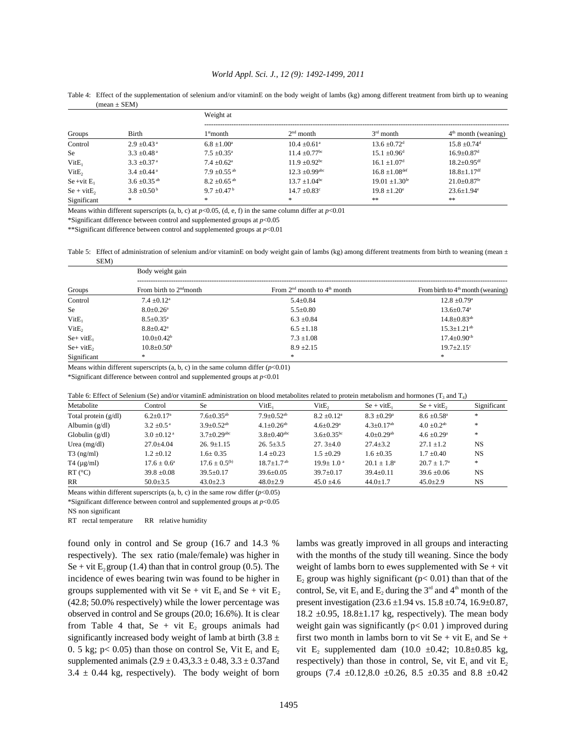Table 4: Effect of the supplementation of selenium and/or vitaminE on the body weight of lambs (kg) among different treatment from birth up to weaning (mean ± SEM)

| Groups | Birth | Weight at | | | |
|---|---|---|---|---|---|
| | | $1^{st}$month | $2^{nd}$ month | $3^{rd}$ month | $4^{th}$ month (weaning) |
| Control | 2.9 ±0.43 $^{a}$ | 6.8 ±1.00$^{a}$ | 10.4 ±0.61$^{a}$ | 13.6 ±0.72$^{d}$ | 15.8 ±0.74$^{d}$ |
| Se | 3.3 ±0.48 $^{a}$ | 7.5 ±0.35$^{a}$ | 11.4 ±0.77$^{bc}$ | 15.1 ±0.96$^{d}$ | 16.9±0.87$^{d}$ |
| VitE$_1$ | 3.3 ±0.37 $^{a}$ | 7.4 ±0.62$^{a}$ | 11.9 ±0.92$^{bc}$ | 16.1 ±1.07$^{d}$ | 18.2±0.95$^{df}$ |
| VitE$_2$ | 3.4 ±0.44 $^{a}$ | 7.9 ±0.55 $^{ab}$ | 12.3 ±0.99$^{abc}$ | 16.8 ±1.08$^{def}$ | 18.8±1.17$^{df}$ |
| Se +vit E$_1$ | 3.6 ±0.35 $^{ab}$ | 8.2 ±0.65 $^{ab}$ | 13.7 ±1.04$^{bc}$ | 19.01 ±1.30$^{fe}$ | 21.0±0.87$^{fe}$ |
| Se + vitE$_2$ | 3.8 ±0.50 $^{b}$ | 9.7 ±0.47 $^{b}$ | 14.7 ±0.83$^{c}$ | 19.8 ±1.20$^{e}$ | 23.6±1.94$^{e}$ |
| Significant | * | * | * | ** | ** |

Means within different superscripts (a, b, c) at $p$<0.05, (d, e, f) in the same column differ at $p$<0.01

*Significant difference between control and supplemented groups at $p$<0.05

**Significant difference between control and supplemented groups at $p$<0.01

Table 5: Effect of administration of selenium and/or vitaminE on body weight gain of lambs (kg) among different treatments from birth to weaning (mean ± SEM)

| Groups | Body weight gain | | |
|---|---|---|---|
| | From birth to $2^{nd}$month | From $2^{nd}$ month to $4^{th}$ month | From birth to $4^{th}$ month (weaning) |
| Control | 7.4 ±0.12$^{a}$ | 5.4±0.84 | 12.8 ±0.79$^{a}$ |
| Se | 8.0±0.26$^{a}$ | 5.5±0.80 | 13.6±0.74$^{a}$ |
| VitE$_1$ | 8.5±0.35$^{a}$ | 6.3 ±0.84 | 14.8±0.83$^{ab}$ |
| VitE$_2$ | 8.8±0.42$^{a}$ | 6.5 ±1.18 | 15.3±1.21$^{ab}$ |
| Se+ vitE$_1$ | 10.0±0.42$^{b}$ | 7.3 ±1.08 | 17.4±0.90$^{cb}$ |
| Se+ vitE$_2$ | 10.8±0.50$^{b}$ | 8.9 ±2.15 | 19.7±2.15$^{c}$ |
| Significant | * | * | * |

Means within different superscripts (a, b, c) in the same column differ ($p$<0.01)

*Significant difference between control and supplemented groups at $p$<0.01

Table 6: Effect of Selenium (Se) and/or vitaminE administration on blood metabolites related to protein metabolism and hormones ($T_3$ and $T_4$)

| Metabolite | Control | Se | VitE$_1$ | VitE$_2$ | Se + vitE$_1$ | Se + vitE$_2$ | Significant |
|---|---|---|---|---|---|---|---|
| Total protein (g/dl) | 6.2±0.17$^{a}$ | 7.6±0.35$^{ab}$ | 7.9±0.52$^{ab}$ | 8.2 ±0.12$^{a}$ | 8.3 ±0.29$^{a}$ | 8.6 ±0.58$^{a}$ | * |
| Albumin (g/dl) | 3.2 ±0.5 $^{a}$ | 3.9±0.52$^{ab}$ | 4.1±0.26$^{ab}$ | 4.6±0.29$^{a}$ | 4.3±0.17$^{ab}$ | 4.0 ±0.2$^{ab}$ | * |
| Globulin (g/dl) | 3.0 ±0.12 $^{a}$ | 3.7±0.29$^{abc}$ | 3.8±0.40$^{abc}$ | 3.6±0.35$^{bc}$ | 4.0±0.29$^{ab}$ | 4.6 ±0.29$^{a}$ | * |
| Urea (mg/dl) | 27.0±4.04 | 26. 9±1.15 | 26. 5±3.5 | 27. 3±4.0 | 27.4±3.2 | 27.1 ±1.2 | NS |
| T3 (ng/ml) | 1.2 ±0.12 | 1.6± 0.35 | 1.4 ±0.23 | 1.5 ±0.29 | 1.6 ±0.35 | 1.7 ±0.40 | NS |
| T4 (µg/ml) | 17.6 ± 0.6$^{a}$ | 17.6 ± 0.5$^{(b)}$ | 18.7±1.7 $^{ab}$ | 19.9± 1.0 $^{a}$ | 20.1 ± 1.8$^{a}$ | 20.7 ± 1.7$^{a}$ | * |
| RT (°C) | 39.8 ±0.08 | 39.5±0.17 | 39.6±0.05 | 39.7±0.17 | 39.4±0.11 | 39.6 ±0.06 | NS |
| RR | 50.0±3.5 | 43.0±2.3 | 48.0±2.9 | 45.0 ±4.6 | 44.0±1.7 | 45.0±2.9 | NS |

Means within different superscripts (a, b, c) in the same row differ ($p$<0.05)

*Significant difference between control and supplemented groups at $p$<0.05

NS non significant

RT rectal temperature RR relative humidity

found only in control and Se group (16.7 and 14.3 % respectively). The sex ratio (male/female) was higher in Se + vit E$_2$ group (1.4) than that in control group (0.5). The incidence of ewes bearing twin was found to be higher in groups supplemented with vit Se + vit E$_1$ and Se + vit E$_2$ (42.8; 50.0% respectively) while the lower percentage was observed in control and Se groups (20.0; 16.6%). It is clear from Table 4 that, Se + vit E$_2$ groups animals had significantly increased body weight of lamb at birth (3.8 ± 0. 5 kg; p< 0.05) than those on control Se, Vit E$_1$ and E$_2$ supplemented animals (2.9 ± 0.43,3.3 ± 0.48, 3.3 ± 0.37and 3.4 ± 0.44 kg, respectively). The body weight of born lambs was greatly improved in all groups and interacting with the months of the study till weaning. Since the body weight of lambs born to ewes supplemented with Se + vit E$_2$ group was highly significant (p< 0.01) than that of the control, Se, vit E$_1$ and E$_2$ during the 3$^{rd}$ and 4$^{th}$ month of the present investigation (23.6 ±1.94 vs. 15.8 ±0.74, 16.9±0.87, 18.2 ±0.95, 18.8±1.17 kg, respectively). The mean body weight gain was significantly (p< 0.01 ) improved during first two month in lambs born to vit Se + vit E$_1$ and Se + vit E$_2$ supplemented dam (10.0 ±0.42; 10.8±0.85 kg, respectively) than those in control, Se, vit E$_1$ and vit E$_2$ groups (7.4 ±0.12,8.0 ±0.26, 8.5 ±0.35 and 8.8 ±0.42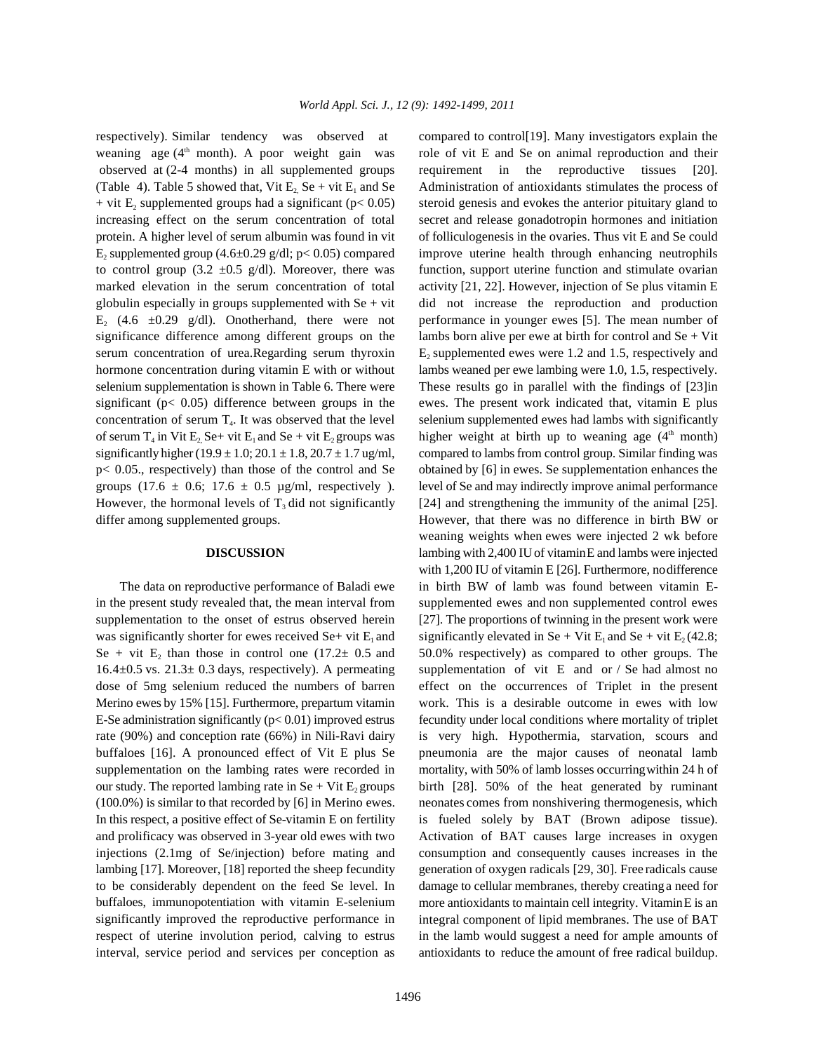respectively). Similar tendency was observed at weaning age ($4^{th}$ month). A poor weight gain was observed at (2-4 months) in all supplemented groups (Table 4). Table 5 showed that, Vit $E_2$, Se + vit $E_1$ and Se + vit $E_2$ supplemented groups had a significant ($p < 0.05$) increasing effect on the serum concentration of total protein. A higher level of serum albumin was found in vit $E_2$ supplemented group (4.6±0.29 g/dl; $p < 0.05$) compared to control group (3.2 ±0.5 g/dl). Moreover, there was marked elevation in the serum concentration of total globulin especially in groups supplemented with Se + vit $E_2$ (4.6 ±0.29 g/dl). Onotherhand, there were not significance difference among different groups on the serum concentration of urea.Regarding serum thyroxin hormone concentration during vitamin E with or without selenium supplementation is shown in Table 6. There were significant ($p < 0.05$) difference between groups in the concentration of serum $T_4$. It was observed that the level of serum $T_4$ in Vit $E_2$, Se+ vit $E_1$ and Se + vit $E_2$ groups was significantly higher (19.9 ± 1.0; 20.1 ± 1.8, 20.7 ± 1.7 ug/ml, $p < 0.05$., respectively) than those of the control and Se groups (17.6 ± 0.6; 17.6 ± 0.5 µg/ml, respectively ). However, the hormonal levels of $T_3$ did not significantly differ among supplemented groups.

## DISCUSSION

The data on reproductive performance of Baladi ewe in the present study revealed that, the mean interval from supplementation to the onset of estrus observed herein was significantly shorter for ewes received Se+ vit $E_1$ and Se + vit $E_2$ than those in control one (17.2± 0.5 and 16.4±0.5 vs. 21.3± 0.3 days, respectively). A permeating dose of 5mg selenium reduced the numbers of barren Merino ewes by 15% [15]. Furthermore, prepartum vitamin E-Se administration significantly ($p < 0.01$) improved estrus rate (90%) and conception rate (66%) in Nili-Ravi dairy buffaloes [16]. A pronounced effect of Vit E plus Se supplementation on the lambing rates were recorded in our study. The reported lambing rate in Se + Vit $E_2$ groups (100.0%) is similar to that recorded by [6] in Merino ewes. In this respect, a positive effect of Se-vitamin E on fertility and prolificacy was observed in 3-year old ewes with two injections (2.1mg of Se/injection) before mating and lambing [17]. Moreover, [18] reported the sheep fecundity to be considerably dependent on the feed Se level. In buffaloes, immunopotentiation with vitamin E-selenium significantly improved the reproductive performance in respect of uterine involution period, calving to estrus interval, service period and services per conception as compared to control[19]. Many investigators explain the role of vit E and Se on animal reproduction and their requirement in the reproductive tissues [20]. Administration of antioxidants stimulates the process of steroid genesis and evokes the anterior pituitary gland to secret and release gonadotropin hormones and initiation of folliculogenesis in the ovaries. Thus vit E and Se could improve uterine health through enhancing neutrophils function, support uterine function and stimulate ovarian activity [21, 22]. However, injection of Se plus vitamin E did not increase the reproduction and production performance in younger ewes [5]. The mean number of lambs born alive per ewe at birth for control and Se + Vit $E_2$ supplemented ewes were 1.2 and 1.5, respectively and lambs weaned per ewe lambing were 1.0, 1.5, respectively. These results go in parallel with the findings of [23]in ewes. The present work indicated that, vitamin E plus selenium supplemented ewes had lambs with significantly higher weight at birth up to weaning age ($4^{th}$ month) compared to lambs from control group. Similar finding was obtained by [6] in ewes. Se supplementation enhances the level of Se and may indirectly improve animal performance [24] and strengthening the immunity of the animal [25]. However, that there was no difference in birth BW or weaning weights when ewes were injected 2 wk before lambing with 2,400 IU of vitaminE and lambs were injected with 1,200 IU of vitamin E [26]. Furthermore, nodifference in birth BW of lamb was found between vitamin E-supplemented ewes and non supplemented control ewes [27]. The proportions of twinning in the present work were significantly elevated in Se + Vit $E_1$ and Se + vit $E_2$ (42.8; 50.0% respectively) as compared to other groups. The supplementation of vit E and or / Se had almost no effect on the occurrences of Triplet in the present work. This is a desirable outcome in ewes with low fecundity under local conditions where mortality of triplet is very high. Hypothermia, starvation, scours and pneumonia are the major causes of neonatal lamb mortality, with 50% of lamb losses occurringwithin 24 h of birth [28]. 50% of the heat generated by ruminant neonates comes from nonshivering thermogenesis, which is fueled solely by BAT (Brown adipose tissue). Activation of BAT causes large increases in oxygen consumption and consequently causes increases in the generation of oxygen radicals [29, 30]. Free radicals cause damage to cellular membranes, thereby creatinga need for more antioxidants to maintain cell integrity. VitaminE is an integral component of lipid membranes. The use of BAT in the lamb would suggest a need for ample amounts of antioxidants to reduce the amount of free radical buildup.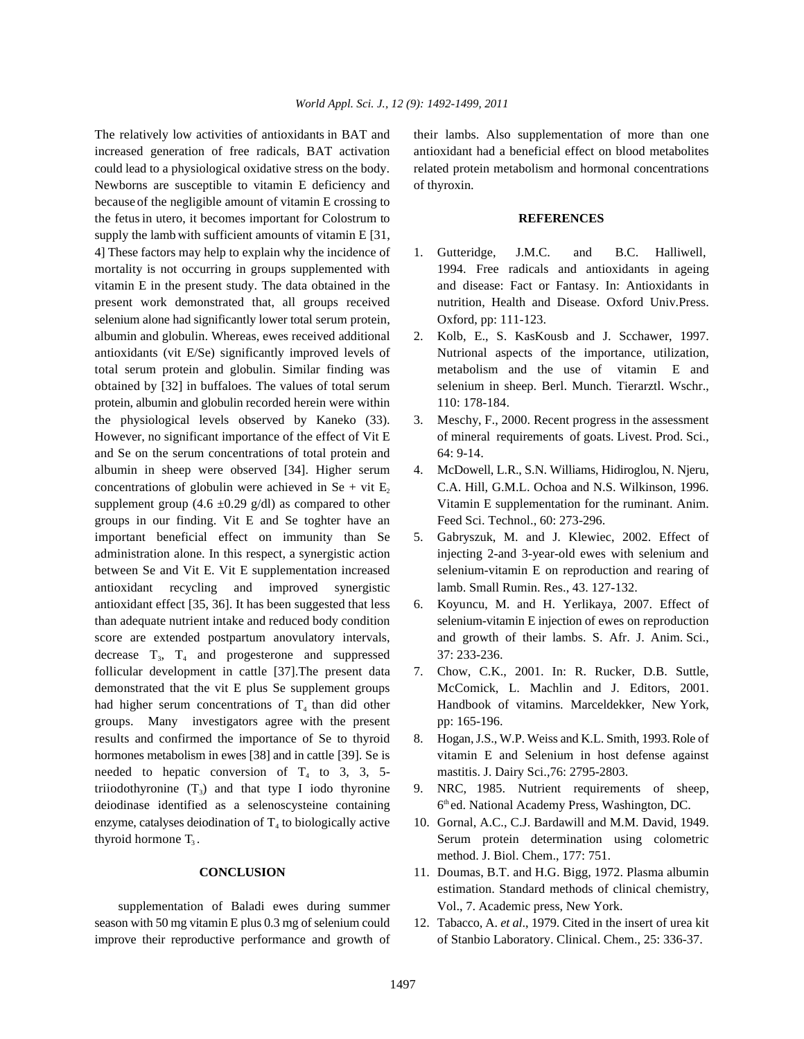The relatively low activities of antioxidants in BAT and increased generation of free radicals, BAT activation could lead to a physiological oxidative stress on the body. Newborns are susceptible to vitamin E deficiency and because of the negligible amount of vitamin E crossing to the fetus in utero, it becomes important for Colostrum to supply the lamb with sufficient amounts of vitamin E [31, 4] These factors may help to explain why the incidence of mortality is not occurring in groups supplemented with vitamin E in the present study. The data obtained in the present work demonstrated that, all groups received selenium alone had significantly lower total serum protein, albumin and globulin. Whereas, ewes received additional antioxidants (vit E/Se) significantly improved levels of total serum protein and globulin. Similar finding was obtained by [32] in buffaloes. The values of total serum protein, albumin and globulin recorded herein were within the physiological levels observed by Kaneko (33). However, no significant importance of the effect of Vit E and Se on the serum concentrations of total protein and albumin in sheep were observed [34]. Higher serum concentrations of globulin were achieved in Se + vit $E_2$ supplement group (4.6 ±0.29 g/dl) as compared to other groups in our finding. Vit E and Se toghter have an important beneficial effect on immunity than Se administration alone. In this respect, a synergistic action between Se and Vit E. Vit E supplementation increased antioxidant recycling and improved synergistic antioxidant effect [35, 36]. It has been suggested that less than adequate nutrient intake and reduced body condition score are extended postpartum anovulatory intervals, decrease $T_3$, $T_4$ and progesterone and suppressed follicular development in cattle [37].The present data demonstrated that the vit E plus Se supplement groups had higher serum concentrations of $T_4$ than did other groups. Many investigators agree with the present results and confirmed the importance of Se to thyroid hormones metabolism in ewes [38] and in cattle [39]. Se is needed to hepatic conversion of $T_4$ to 3, 3, 5-triiodothyronine ($T_3$) and that type I iodo thyronine deiodinase identified as a selenoscysteine containing enzyme, catalyses deiodination of $T_4$ to biologically active thyroid hormone $T_3$.

## CONCLUSION

supplementation of Baladi ewes during summer season with 50 mg vitamin E plus 0.3 mg of selenium could improve their reproductive performance and growth of their lambs. Also supplementation of more than one antioxidant had a beneficial effect on blood metabolites related protein metabolism and hormonal concentrations of thyroxin.

## REFERENCES

1. Gutteridge, J.M.C. and B.C. Halliwell, 1994. Free radicals and antioxidants in ageing and disease: Fact or Fantasy. In: Antioxidants in nutrition, Health and Disease. Oxford Univ.Press. Oxford, pp: 111-123.
2. Kolb, E., S. KasKousb and J. Scchawer, 1997. Nutrional aspects of the importance, utilization, metabolism and the use of vitamin E and selenium in sheep. Berl. Munch. Tierarztl. Wschr., 110: 178-184.
3. Meschy, F., 2000. Recent progress in the assessment of mineral requirements of goats. Livest. Prod. Sci., 64: 9-14.
4. McDowell, L.R., S.N. Williams, Hidiroglou, N. Njeru, C.A. Hill, G.M.L. Ochoa and N.S. Wilkinson, 1996. Vitamin E supplementation for the ruminant. Anim. Feed Sci. Technol., 60: 273-296.
5. Gabryszuk, M. and J. Klewiec, 2002. Effect of injecting 2-and 3-year-old ewes with selenium and selenium-vitamin E on reproduction and rearing of lamb. Small Rumin. Res., 43. 127-132.
6. Koyuncu, M. and H. Yerlikaya, 2007. Effect of selenium-vitamin E injection of ewes on reproduction and growth of their lambs. S. Afr. J. Anim. Sci., 37: 233-236.
7. Chow, C.K., 2001. In: R. Rucker, D.B. Suttle, McComick, L. Machlin and J. Editors, 2001. Handbook of vitamins. Marceldekker, New York, pp: 165-196.
8. Hogan, J.S., W.P. Weiss and K.L. Smith, 1993. Role of vitamin E and Selenium in host defense against mastitis. J. Dairy Sci.,76: 2795-2803.
9. NRC, 1985. Nutrient requirements of sheep, 6th ed. National Academy Press, Washington, DC.
10. Gornal, A.C., C.J. Bardawill and M.M. David, 1949. Serum protein determination using colometric method. J. Biol. Chem., 177: 751.
11. Doumas, B.T. and H.G. Bigg, 1972. Plasma albumin estimation. Standard methods of clinical chemistry, Vol., 7. Academic press, New York.
12. Tabacco, A. *et al*., 1979. Cited in the insert of urea kit of Stanbio Laboratory. Clinical. Chem., 25: 336-37.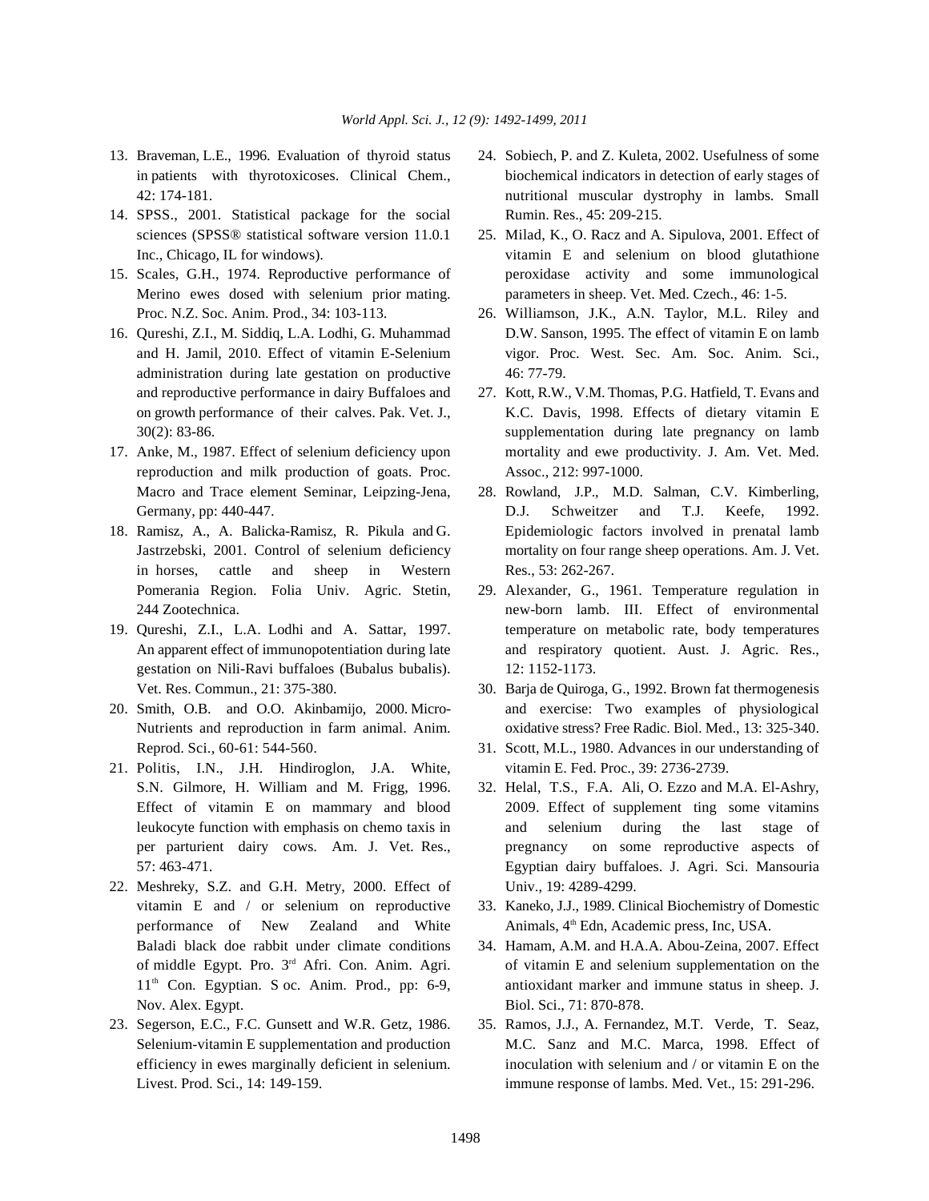13. Braveman, L.E., 1996. Evaluation of thyroid status in patients with thyrotoxicoses. Clinical Chem., 42: 174-181.
14. SPSS., 2001. Statistical package for the social sciences (SPSS® statistical software version 11.0.1 Inc., Chicago, IL for windows).
15. Scales, G.H., 1974. Reproductive performance of Merino ewes dosed with selenium prior mating. Proc. N.Z. Soc. Anim. Prod., 34: 103-113.
16. Qureshi, Z.I., M. Siddiq, L.A. Lodhi, G. Muhammad and H. Jamil, 2010. Effect of vitamin E-Selenium administration during late gestation on productive and reproductive performance in dairy Buffaloes and on growth performance of their calves. Pak. Vet. J., 30(2): 83-86.
17. Anke, M., 1987. Effect of selenium deficiency upon reproduction and milk production of goats. Proc. Macro and Trace element Seminar, Leipzing-Jena, Germany, pp: 440-447.
18. Ramisz, A., A. Balicka-Ramisz, R. Pikula and G. Jastrzebski, 2001. Control of selenium deficiency in horses, cattle and sheep in Western Pomerania Region. Folia Univ. Agric. Stetin, 244 Zootechnica.
19. Qureshi, Z.I., L.A. Lodhi and A. Sattar, 1997. An apparent effect of immunopotentiation during late gestation on Nili-Ravi buffaloes (Bubalus bubalis). Vet. Res. Commun., 21: 375-380.
20. Smith, O.B. and O.O. Akinbamijo, 2000. Micro-Nutrients and reproduction in farm animal. Anim. Reprod. Sci., 60-61: 544-560.
21. Politis, I.N., J.H. Hindiroglon, J.A. White, S.N. Gilmore, H. William and M. Frigg, 1996. Effect of vitamin E on mammary and blood leukocyte function with emphasis on chemo taxis in per parturient dairy cows. Am. J. Vet. Res., 57: 463-471.
22. Meshreky, S.Z. and G.H. Metry, 2000. Effect of vitamin E and / or selenium on reproductive performance of New Zealand and White Baladi black doe rabbit under climate conditions of middle Egypt. Pro. 3rd Afri. Con. Anim. Agri. 11th Con. Egyptian. S oc. Anim. Prod., pp: 6-9, Nov. Alex. Egypt.
23. Segerson, E.C., F.C. Gunsett and W.R. Getz, 1986. Selenium-vitamin E supplementation and production efficiency in ewes marginally deficient in selenium. Livest. Prod. Sci., 14: 149-159.
24. Sobiech, P. and Z. Kuleta, 2002. Usefulness of some biochemical indicators in detection of early stages of nutritional muscular dystrophy in lambs. Small Rumin. Res., 45: 209-215.
25. Milad, K., O. Racz and A. Sipulova, 2001. Effect of vitamin E and selenium on blood glutathione peroxidase activity and some immunological parameters in sheep. Vet. Med. Czech., 46: 1-5.
26. Williamson, J.K., A.N. Taylor, M.L. Riley and D.W. Sanson, 1995. The effect of vitamin E on lamb vigor. Proc. West. Sec. Am. Soc. Anim. Sci., 46: 77-79.
27. Kott, R.W., V.M. Thomas, P.G. Hatfield, T. Evans and K.C. Davis, 1998. Effects of dietary vitamin E supplementation during late pregnancy on lamb mortality and ewe productivity. J. Am. Vet. Med. Assoc., 212: 997-1000.
28. Rowland, J.P., M.D. Salman, C.V. Kimberling, D.J. Schweitzer and T.J. Keefe, 1992. Epidemiologic factors involved in prenatal lamb mortality on four range sheep operations. Am. J. Vet. Res., 53: 262-267.
29. Alexander, G., 1961. Temperature regulation in new-born lamb. III. Effect of environmental temperature on metabolic rate, body temperatures and respiratory quotient. Aust. J. Agric. Res., 12: 1152-1173.
30. Barja de Quiroga, G., 1992. Brown fat thermogenesis and exercise: Two examples of physiological oxidative stress? Free Radic. Biol. Med., 13: 325-340.
31. Scott, M.L., 1980. Advances in our understanding of vitamin E. Fed. Proc., 39: 2736-2739.
32. Helal, T.S., F.A. Ali, O. Ezzo and M.A. El-Ashry, 2009. Effect of supplement ting some vitamins and selenium during the last stage of pregnancy on some reproductive aspects of Egyptian dairy buffaloes. J. Agri. Sci. Mansouria Univ., 19: 4289-4299.
33. Kaneko, J.J., 1989. Clinical Biochemistry of Domestic Animals, 4th Edn, Academic press, Inc, USA.
34. Hamam, A.M. and H.A.A. Abou-Zeina, 2007. Effect of vitamin E and selenium supplementation on the antioxidant marker and immune status in sheep. J. Biol. Sci., 71: 870-878.
35. Ramos, J.J., A. Fernandez, M.T. Verde, T. Seaz, M.C. Sanz and M.C. Marca, 1998. Effect of inoculation with selenium and / or vitamin E on the immune response of lambs. Med. Vet., 15: 291-296.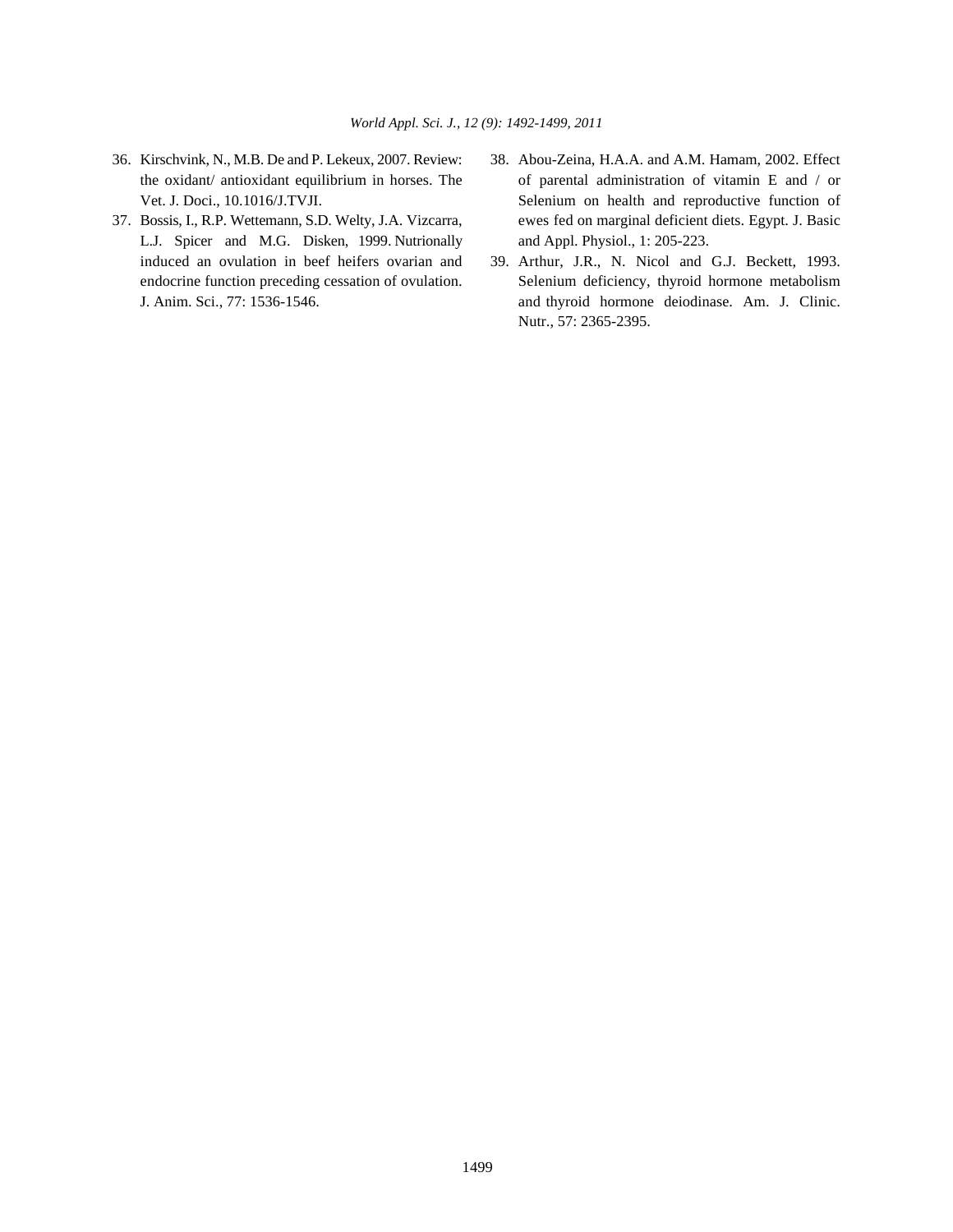36. Kirschvink, N., M.B. De and P. Lekeux, 2007. Review: the oxidant/ antioxidant equilibrium in horses. The Vet. J. Doci., 10.1016/J.TVJI.
37. Bossis, I., R.P. Wettemann, S.D. Welty, J.A. Vizcarra, L.J. Spicer and M.G. Disken, 1999. Nutrionally induced an ovulation in beef heifers ovarian and endocrine function preceding cessation of ovulation. J. Anim. Sci., 77: 1536-1546.
38. Abou-Zeina, H.A.A. and A.M. Hamam, 2002. Effect of parental administration of vitamin E and / or Selenium on health and reproductive function of ewes fed on marginal deficient diets. Egypt. J. Basic and Appl. Physiol., 1: 205-223.
39. Arthur, J.R., N. Nicol and G.J. Beckett, 1993. Selenium deficiency, thyroid hormone metabolism and thyroid hormone deiodinase. Am. J. Clinic. Nutr., 57: 2365-2395.